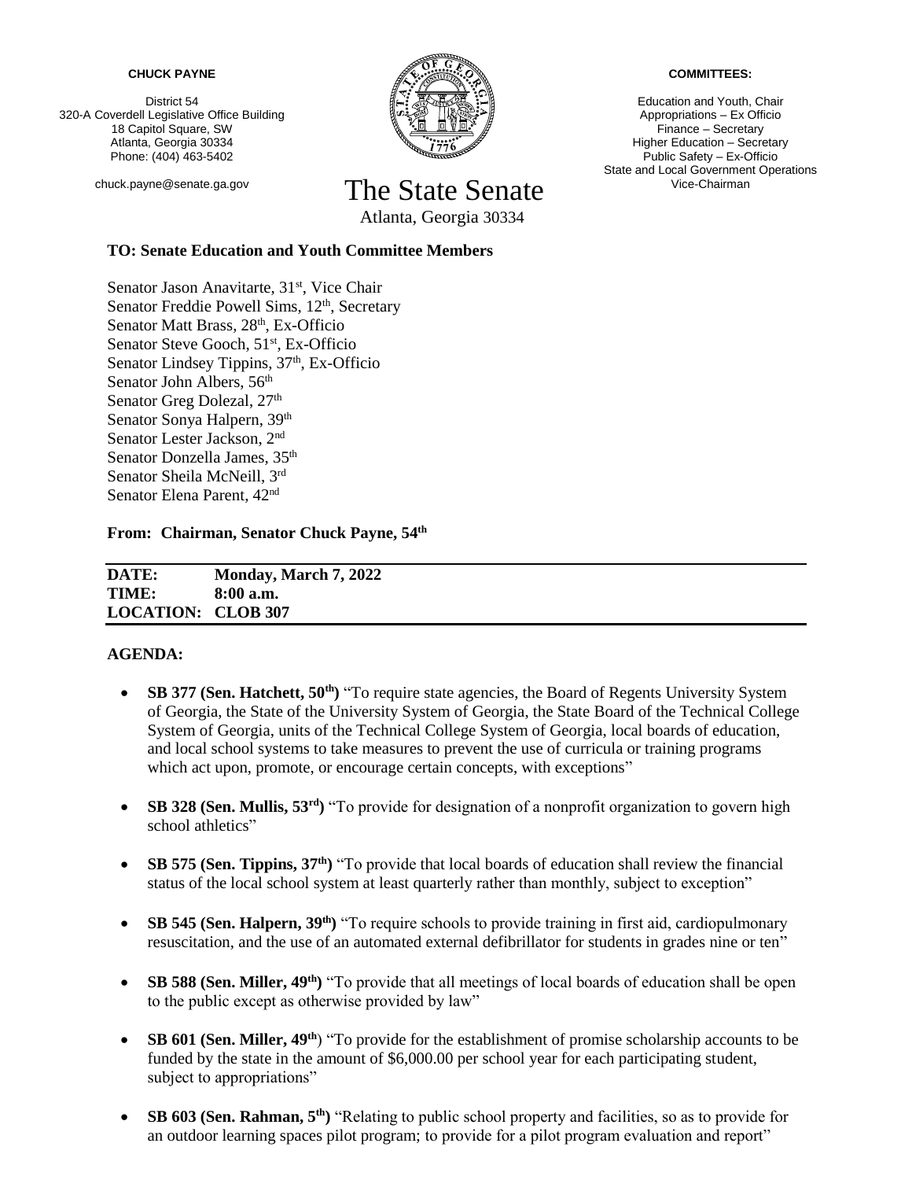**CHUCK PAYNE**

District 54
320-A Coverdell Legislative Office Building
18 Capitol Square, SW
Atlanta, Georgia 30334
Phone: (404) 463-5402

chuck.payne@senate.ga.gov

# The State Senate

Atlanta, Georgia 30334

**COMMITTEES:**

Education and Youth, Chair
Appropriations – Ex Officio
Finance – Secretary
Higher Education – Secretary
Public Safety – Ex-Officio
State and Local Government Operations
Vice-Chairman

**TO: Senate Education and Youth Committee Members**

Senator Jason Anavitarte, 31st, Vice Chair
Senator Freddie Powell Sims, 12th, Secretary
Senator Matt Brass, 28th, Ex-Officio
Senator Steve Gooch, 51st, Ex-Officio
Senator Lindsey Tippins, 37th, Ex-Officio
Senator John Albers, 56th
Senator Greg Dolezal, 27th
Senator Sonya Halpern, 39th
Senator Lester Jackson, 2nd
Senator Donzella James, 35th
Senator Sheila McNeill, 3rd
Senator Elena Parent, 42nd

**From: Chairman, Senator Chuck Payne, 54th**

| | |
|---|---|
| **DATE:** | **Monday, March 7, 2022** |
| **TIME:** | **8:00 a.m.** |
| **LOCATION:** | **CLOB 307** |

**AGENDA:**

- **SB 377 (Sen. Hatchett, 50th)** "To require state agencies, the Board of Regents University System of Georgia, the State of the University System of Georgia, the State Board of the Technical College System of Georgia, units of the Technical College System of Georgia, local boards of education, and local school systems to take measures to prevent the use of curricula or training programs which act upon, promote, or encourage certain concepts, with exceptions"
- **SB 328 (Sen. Mullis, 53rd)** "To provide for designation of a nonprofit organization to govern high school athletics"
- **SB 575 (Sen. Tippins, 37th)** "To provide that local boards of education shall review the financial status of the local school system at least quarterly rather than monthly, subject to exception"
- **SB 545 (Sen. Halpern, 39th)** "To require schools to provide training in first aid, cardiopulmonary resuscitation, and the use of an automated external defibrillator for students in grades nine or ten"
- **SB 588 (Sen. Miller, 49th)** "To provide that all meetings of local boards of education shall be open to the public except as otherwise provided by law"
- **SB 601 (Sen. Miller, 49th)** "To provide for the establishment of promise scholarship accounts to be funded by the state in the amount of $6,000.00 per school year for each participating student, subject to appropriations"
- **SB 603 (Sen. Rahman, 5th)** "Relating to public school property and facilities, so as to provide for an outdoor learning spaces pilot program; to provide for a pilot program evaluation and report"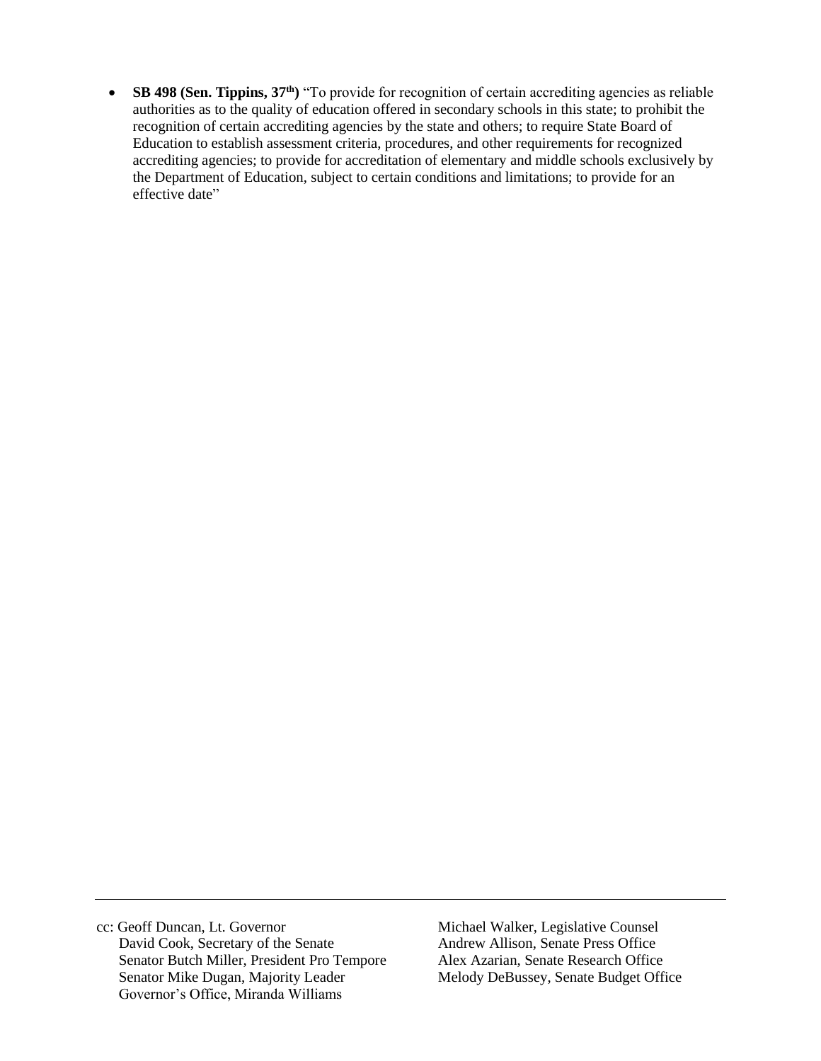- **SB 498 (Sen. Tippins, 37th)** "To provide for recognition of certain accrediting agencies as reliable authorities as to the quality of education offered in secondary schools in this state; to prohibit the recognition of certain accrediting agencies by the state and others; to require State Board of Education to establish assessment criteria, procedures, and other requirements for recognized accrediting agencies; to provide for accreditation of elementary and middle schools exclusively by the Department of Education, subject to certain conditions and limitations; to provide for an effective date"

---

cc: Geoff Duncan, Lt. Governor
David Cook, Secretary of the Senate
Senator Butch Miller, President Pro Tempore
Senator Mike Dugan, Majority Leader
Governor's Office, Miranda Williams

Michael Walker, Legislative Counsel
Andrew Allison, Senate Press Office
Alex Azarian, Senate Research Office
Melody DeBussey, Senate Budget Office